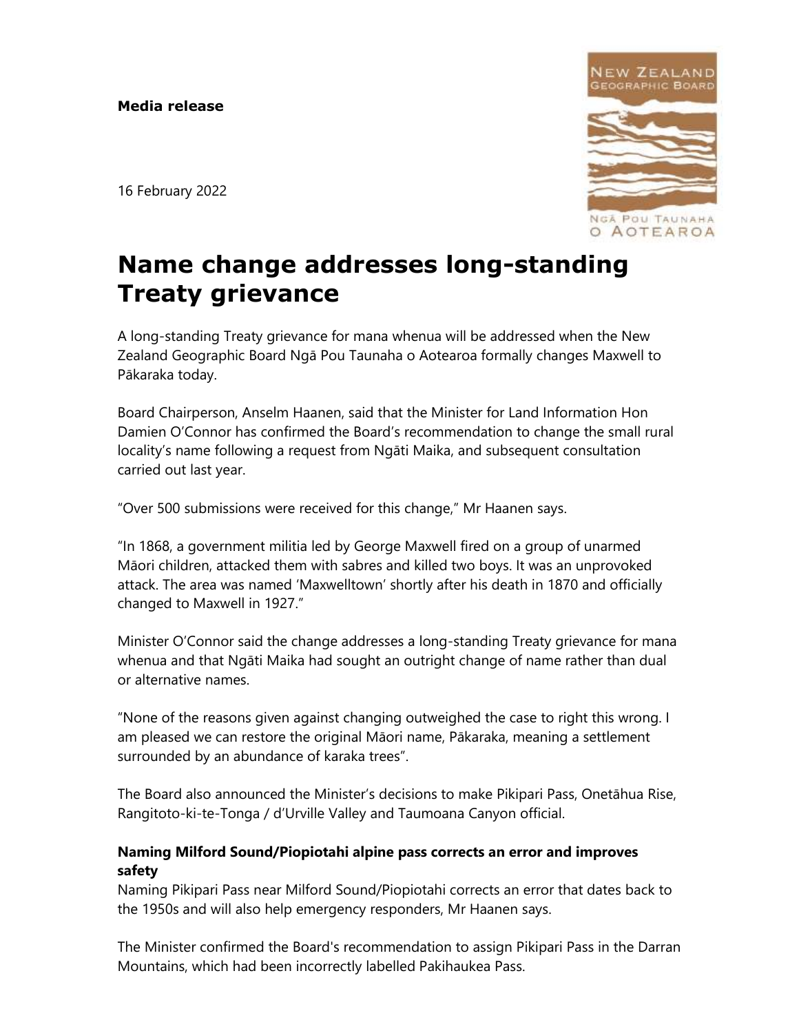**Media release**

16 February 2022

# Name change addresses long-standing Treaty grievance

A long-standing Treaty grievance for mana whenua will be addressed when the New Zealand Geographic Board Ngā Pou Taunaha o Aotearoa formally changes Maxwell to Pākaraka today.

Board Chairperson, Anselm Haanen, said that the Minister for Land Information Hon Damien O'Connor has confirmed the Board's recommendation to change the small rural locality's name following a request from Ngāti Maika, and subsequent consultation carried out last year.

"Over 500 submissions were received for this change," Mr Haanen says.

"In 1868, a government militia led by George Maxwell fired on a group of unarmed Māori children, attacked them with sabres and killed two boys. It was an unprovoked attack. The area was named 'Maxwelltown' shortly after his death in 1870 and officially changed to Maxwell in 1927."

Minister O'Connor said the change addresses a long-standing Treaty grievance for mana whenua and that Ngāti Maika had sought an outright change of name rather than dual or alternative names.

"None of the reasons given against changing outweighed the case to right this wrong. I am pleased we can restore the original Māori name, Pākaraka, meaning a settlement surrounded by an abundance of karaka trees".

The Board also announced the Minister's decisions to make Pikipari Pass, Onetāhua Rise, Rangitoto-ki-te-Tonga / d'Urville Valley and Taumoana Canyon official.

### Naming Milford Sound/Piopiotahi alpine pass corrects an error and improves safety

Naming Pikipari Pass near Milford Sound/Piopiotahi corrects an error that dates back to the 1950s and will also help emergency responders, Mr Haanen says.

The Minister confirmed the Board's recommendation to assign Pikipari Pass in the Darran Mountains, which had been incorrectly labelled Pakihaukea Pass.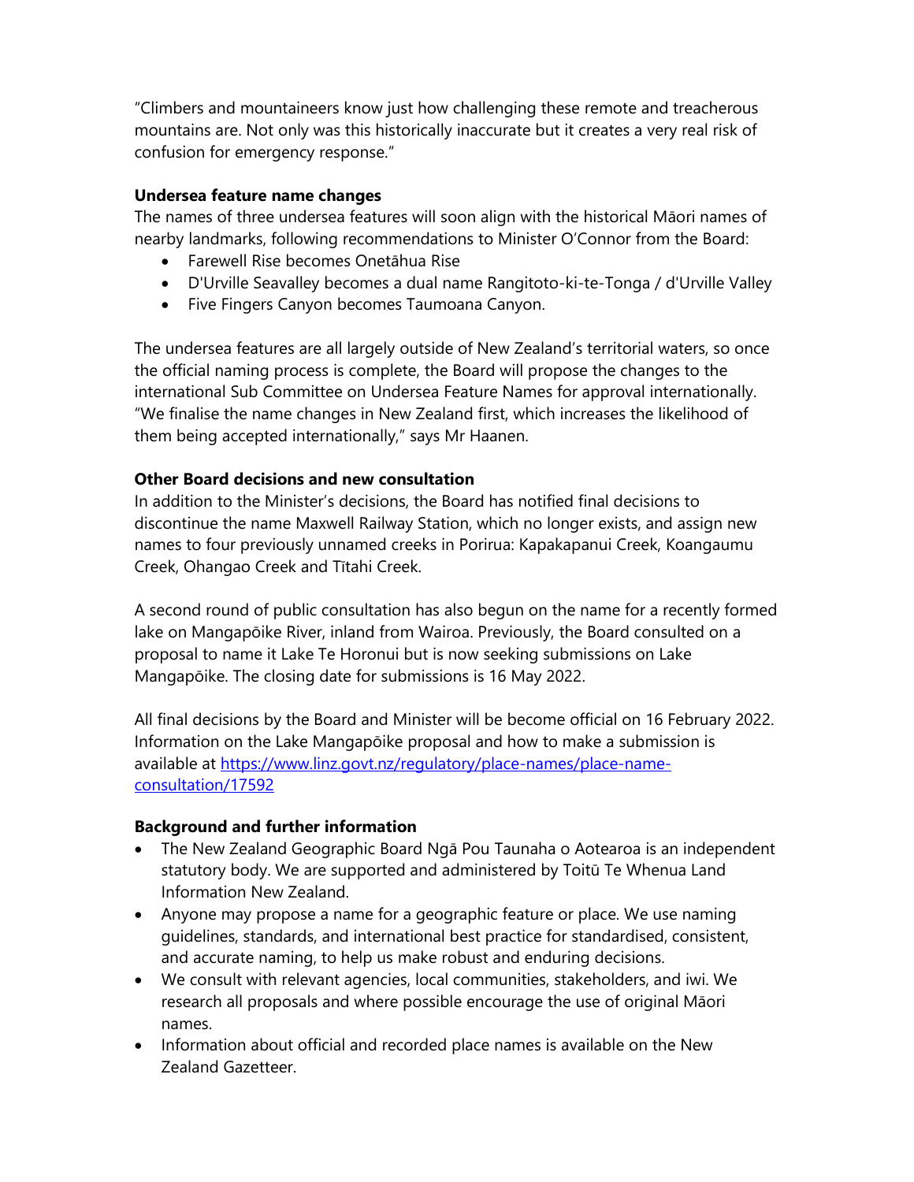"Climbers and mountaineers know just how challenging these remote and treacherous mountains are. Not only was this historically inaccurate but it creates a very real risk of confusion for emergency response."

**Undersea feature name changes**

The names of three undersea features will soon align with the historical Māori names of nearby landmarks, following recommendations to Minister O'Connor from the Board:

- Farewell Rise becomes Onetāhua Rise
- D'Urville Seavalley becomes a dual name Rangitoto-ki-te-Tonga / d'Urville Valley
- Five Fingers Canyon becomes Taumoana Canyon.

The undersea features are all largely outside of New Zealand's territorial waters, so once the official naming process is complete, the Board will propose the changes to the international Sub Committee on Undersea Feature Names for approval internationally. "We finalise the name changes in New Zealand first, which increases the likelihood of them being accepted internationally," says Mr Haanen.

**Other Board decisions and new consultation**

In addition to the Minister's decisions, the Board has notified final decisions to discontinue the name Maxwell Railway Station, which no longer exists, and assign new names to four previously unnamed creeks in Porirua: Kapakapanui Creek, Koangaumu Creek, Ohangao Creek and Tītahi Creek.

A second round of public consultation has also begun on the name for a recently formed lake on Mangapōike River, inland from Wairoa. Previously, the Board consulted on a proposal to name it Lake Te Horonui but is now seeking submissions on Lake Mangapōike. The closing date for submissions is 16 May 2022.

All final decisions by the Board and Minister will be become official on 16 February 2022. Information on the Lake Mangapōike proposal and how to make a submission is available at [https://www.linz.govt.nz/regulatory/place-names/place-name-consultation/17592](https://www.linz.govt.nz/regulatory/place-names/place-name-consultation/17592)

**Background and further information**

- The New Zealand Geographic Board Ngā Pou Taunaha o Aotearoa is an independent statutory body. We are supported and administered by Toitū Te Whenua Land Information New Zealand.
- Anyone may propose a name for a geographic feature or place. We use naming guidelines, standards, and international best practice for standardised, consistent, and accurate naming, to help us make robust and enduring decisions.
- We consult with relevant agencies, local communities, stakeholders, and iwi. We research all proposals and where possible encourage the use of original Māori names.
- Information about official and recorded place names is available on the New Zealand Gazetteer.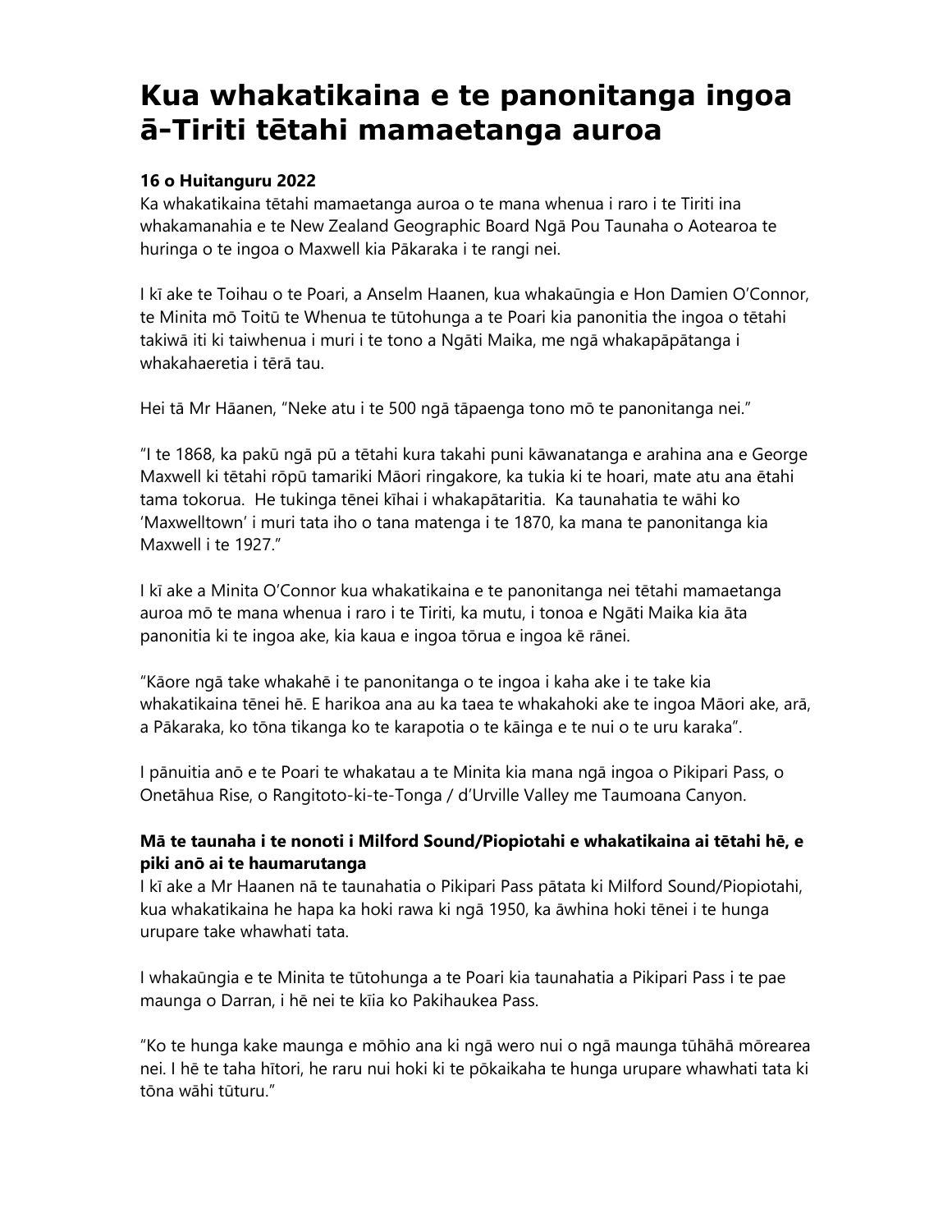# Kua whakatikaina e te panonitanga ingoa ā-Tiriti tētahi mamaetanga auroa

**16 o Huitanguru 2022**

Ka whakatikaina tētahi mamaetanga auroa o te mana whenua i raro i te Tiriti ina whakamanahia e te New Zealand Geographic Board Ngā Pou Taunaha o Aotearoa te huringa o te ingoa o Maxwell kia Pākaraka i te rangi nei.

I kī ake te Toihau o te Poari, a Anselm Haanen, kua whakaūngia e Hon Damien O'Connor, te Minita mō Toitū Te Whenua te tūtohunga a te Poari kia panonitia the ingoa o tētahi takiwā iti ki taiwhenua i muri i te tono a Ngāti Maika, me ngā whakapāpātanga i whakahaeretia i tērā tau.

Hei tā Mr Hāanen, "Neke atu i te 500 ngā tāpaenga tono mō te panonitanga nei."

"I te 1868, ka pakū ngā pū a tētahi kura takahi puni kāwanatanga e arahina ana e George Maxwell ki tētahi rōpū tamariki Māori ringakore, ka tukia ki te hoari, mate atu ana ētahi tama tokorua. He tukinga tēnei kīhai i whakapātaritia. Ka taunahatia te wāhi ko 'Maxwelltown' i muri tata iho o tana matenga i te 1870, ka mana te panonitanga kia Maxwell i te 1927."

I kī ake a Minita O'Connor kua whakatikaina e te panonitanga nei tētahi mamaetanga auroa mō te mana whenua i raro i te Tiriti, ka mutu, i tonoa e Ngāti Maika kia āta panonitia ki te ingoa ake, kia kaua e ingoa tōrua e ingoa kē rānei.

"Kāore ngā take whakahē i te panonitanga o te ingoa i kaha ake i te take kia whakatikaina tēnei hē. E harikoa ana au ka taea te whakahoki ake te ingoa Māori ake, arā, a Pākaraka, ko tōna tikanga ko te karapotia o te kāinga e te nui o te uru karaka".

I pānuitia anō e te Poari te whakatau a te Minita kia mana ngā ingoa o Pikipari Pass, o Onetāhua Rise, o Rangitoto-ki-te-Tonga / d'Urville Valley me Taumoana Canyon.

**Mā te taunaha i te nonoti i Milford Sound/Piopiotahi e whakatikaina ai tētahi hē, e piki anō ai te haumarutanga**

I kī ake a Mr Haanen nā te taunahatia o Pikipari Pass pātata ki Milford Sound/Piopiotahi, kua whakatikaina he hapa ka hoki rawa ki ngā 1950, ka āwhina hoki tēnei i te hunga urupare take whawhati tata.

I whakaūngia e te Minita te tūtohunga a te Poari kia taunahatia a Pikipari Pass i te pae maunga o Darran, i hē nei te kīia ko Pakihaukea Pass.

"Ko te hunga kake maunga e mōhio ana ki ngā wero nui o ngā maunga tūhāhā mōrearea nei. I hē te taha hītori, he raru nui hoki ki te pōkaikaha te hunga urupare whawhati tata ki tōna wāhi tūturu."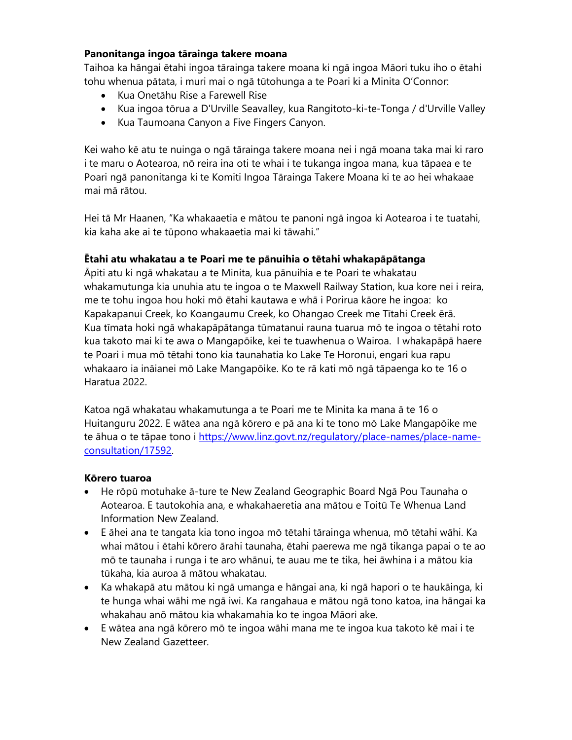**Panonitanga ingoa tārainga takere moana**

Taihoa ka hāngai ētahi ingoa tārainga takere moana ki ngā ingoa Māori tuku iho o ētahi tohu whenua pātata, i muri mai o ngā tūtohunga a te Poari ki a Minita O'Connor:

- Kua Onetāhu Rise a Farewell Rise
- Kua ingoa tōrua a D'Urville Seavalley, kua Rangitoto-ki-te-Tonga / d'Urville Valley
- Kua Taumoana Canyon a Five Fingers Canyon.

Kei waho kē atu te nuinga o ngā tāraina takere moana nei i ngā moana taka mai ki raro i te maru o Aotearoa, nō reira ina oti te whai i te tukanga ingoa mana, kua tāpaea e te Poari ngā panonitanga ki te Komiti Ingoa Tāraina Takere Moana ki te ao hei whakaae mai mā rātou.

Hei tā Mr Haanen, "Ka whakaaetia e mātou te panoni ngā ingoa ki Aotearoa i te tuatahi, kia kaha ake ai te tūpono whakaaetia mai ki tāwahi."

**Ētahi atu whakatau a te Poari me te pānuihia o tētahi whakapāpātanga**

Āpiti atu ki ngā whakatau a te Minita, kua pānuihia e te Poari te whakatau whakamutunga kia unuhia atu te ingoa o te Maxwell Railway Station, kua kore nei i reira, me te tohu ingoa hou hoki mō ētahi kautawa e whā i Porirua kāore he ingoa: ko Kapakapanui Creek, ko Koangaumu Creek, ko Ohangao Creek me Tītahi Creek ērā. Kua tīmata hoki ngā whakapāpātanga tūmatanui rauna tuarua mō te ingoa o tētahi roto kua takoto mai ki te awa o Mangapōike, kei te tuawhenua o Wairoa. I whakapāpā haere te Poari i mua mō tētahi tono kia taunahatia ko Lake Te Horonui, engari kua rapu whakaaro ia ināianei mō Lake Mangapōike. Ko te rā kati mō ngā tāpaenga ko te 16 o Haratua 2022.

Katoa ngā whakatau whakamutunga a te Poari me te Minita ka mana ā te 16 o Huitanguru 2022. E wātea ana ngā kōrero e pā ana ki te tono mō Lake Mangapōike me te āhua o te tāpae tono i https://www.linz.govt.nz/regulatory/place-names/place-name-consultation/17592.

**Kōrero tuaroa**

- He rōpū motuhake ā-ture te New Zealand Geographic Board Ngā Pou Taunaha o Aotearoa. E tautokohia ana, e whakahaeretia ana mātou e Toitū Te Whenua Land Information New Zealand.
- E āhei ana te tangata kia tono ingoa mō tētahi tāraina whenua, mō tētahi wāhi. Ka whai mātou i ētahi kōrero ārahi taunaha, ētahi paerewa me ngā tikanga papai o te ao mō te taunaha i runga i te aro whānui, te auau me te tika, hei āwhina i a mātou kia tūkaha, kia auroa ā mātou whakatau.
- Ka whakapā atu mātou ki ngā umanga e hāngai ana, ki ngā hapori o te haukāinga, ki te hunga whai wāhi me ngā iwi. Ka rangahaua e mātou ngā tono katoa, ina hāngai ka whakahau anō mātou kia whakamahia ko te ingoa Māori ake.
- E wātea ana ngā kōrero mō te ingoa wāhi mana me te ingoa kua takoto kē mai i te New Zealand Gazetteer.